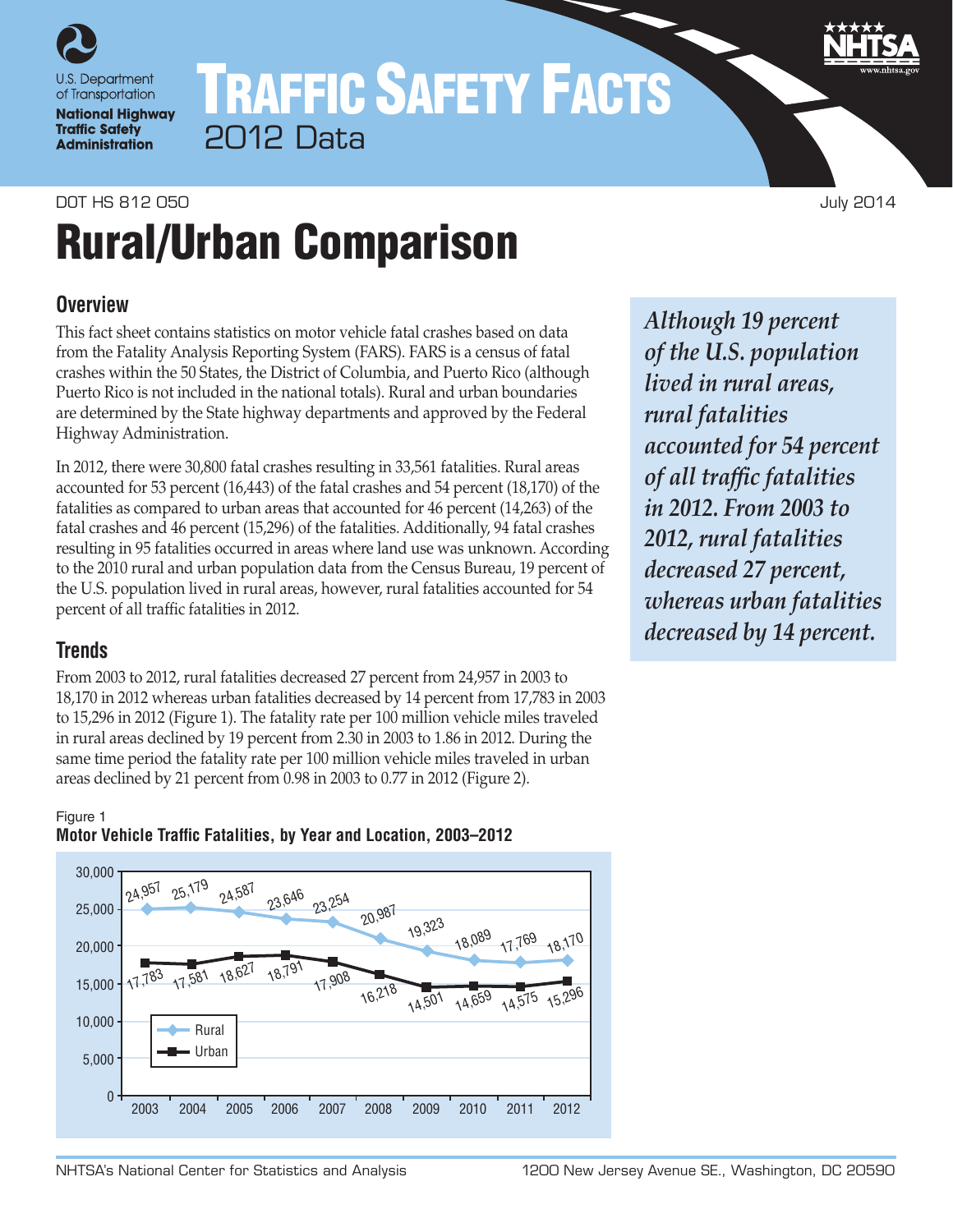U.S. Department of Transportation
**National Highway Traffic Safety Administration**

# TRAFFIC SAFETY FACTS
## 2012 Data

DOT HS 812 050 July 2014

# Rural/Urban Comparison

## Overview

This fact sheet contains statistics on motor vehicle fatal crashes based on data from the Fatality Analysis Reporting System (FARS). FARS is a census of fatal crashes within the 50 States, the District of Columbia, and Puerto Rico (although Puerto Rico is not included in the national totals). Rural and urban boundaries are determined by the State highway departments and approved by the Federal Highway Administration.

In 2012, there were 30,800 fatal crashes resulting in 33,561 fatalities. Rural areas accounted for 53 percent (16,443) of the fatal crashes and 54 percent (18,170) of the fatalities as compared to urban areas that accounted for 46 percent (14,263) of the fatal crashes and 46 percent (15,296) of the fatalities. Additionally, 94 fatal crashes resulting in 95 fatalities occurred in areas where land use was unknown. According to the 2010 rural and urban population data from the Census Bureau, 19 percent of the U.S. population lived in rural areas, however, rural fatalities accounted for 54 percent of all traffic fatalities in 2012.

*Although 19 percent of the U.S. population lived in rural areas, rural fatalities accounted for 54 percent of all traffic fatalities in 2012. From 2003 to 2012, rural fatalities decreased 27 percent, whereas urban fatalities decreased by 14 percent.*

## Trends

From 2003 to 2012, rural fatalities decreased 27 percent from 24,957 in 2003 to 18,170 in 2012 whereas urban fatalities decreased by 14 percent from 17,783 in 2003 to 15,296 in 2012 (Figure 1). The fatality rate per 100 million vehicle miles traveled in rural areas declined by 19 percent from 2.30 in 2003 to 1.86 in 2012. During the same time period the fatality rate per 100 million vehicle miles traveled in urban areas declined by 21 percent from 0.98 in 2003 to 0.77 in 2012 (Figure 2).

Figure 1
**Motor Vehicle Traffic Fatalities, by Year and Location, 2003–2012**

| Year | Rural | Urban |
|---|---|---|
| 2003 | 24,957 | 17,783 |
| 2004 | 25,179 | 17,581 |
| 2005 | 24,587 | 18,627 |
| 2006 | 23,646 | 18,791 |
| 2007 | 23,254 | 17,908 |
| 2008 | 20,987 | 16,218 |
| 2009 | 19,323 | 14,501 |
| 2010 | 18,089 | 14,659 |
| 2011 | 17,769 | 14,575 |
| 2012 | 18,170 | 15,296 |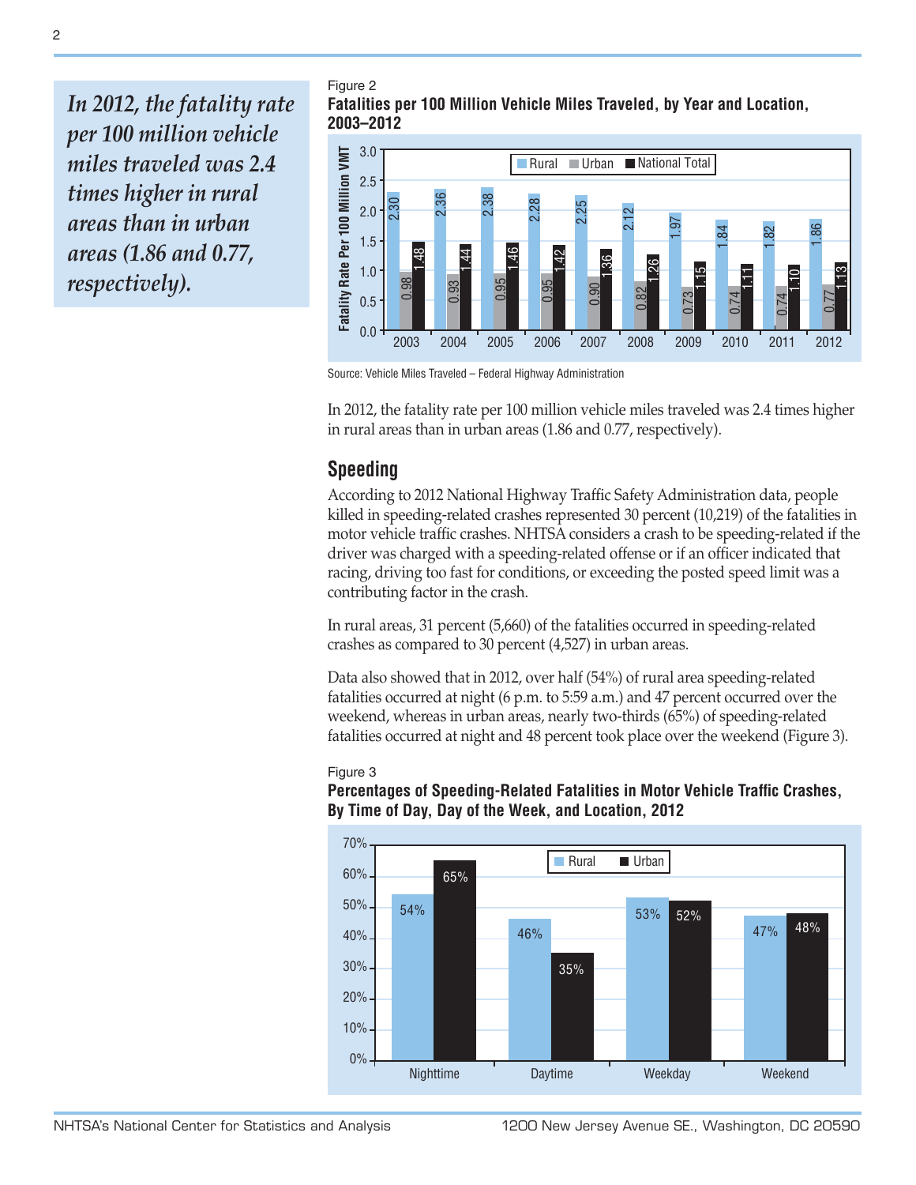*In 2012, the fatality rate per 100 million vehicle miles traveled was 2.4 times higher in rural areas than in urban areas (1.86 and 0.77, respectively).*

Figure 2
**Fatalities per 100 Million Vehicle Miles Traveled, by Year and Location, 2003–2012**

| Year | Rural | Urban | National Total |
|---|---|---|---|
| 2003 | 2.30 | 0.98 | 1.48 |
| 2004 | 2.36 | 0.93 | 1.44 |
| 2005 | 2.38 | 0.95 | 1.46 |
| 2006 | 2.28 | 0.95 | 1.42 |
| 2007 | 2.25 | 0.90 | 1.36 |
| 2008 | 2.12 | 0.82 | 1.26 |
| 2009 | 1.97 | 0.73 | 1.15 |
| 2010 | 1.84 | 0.74 | 1.11 |
| 2011 | 1.82 | 0.74 | 1.10 |
| 2012 | 1.86 | 0.77 | 1.13 |

Source: Vehicle Miles Traveled – Federal Highway Administration

In 2012, the fatality rate per 100 million vehicle miles traveled was 2.4 times higher in rural areas than in urban areas (1.86 and 0.77, respectively).

## Speeding

According to 2012 National Highway Traffic Safety Administration data, people killed in speeding-related crashes represented 30 percent (10,219) of the fatalities in motor vehicle traffic crashes. NHTSA considers a crash to be speeding-related if the driver was charged with a speeding-related offense or if an officer indicated that racing, driving too fast for conditions, or exceeding the posted speed limit was a contributing factor in the crash.

In rural areas, 31 percent (5,660) of the fatalities occurred in speeding-related crashes as compared to 30 percent (4,527) in urban areas.

Data also showed that in 2012, over half (54%) of rural area speeding-related fatalities occurred at night (6 p.m. to 5:59 a.m.) and 47 percent occurred over the weekend, whereas in urban areas, nearly two-thirds (65%) of speeding-related fatalities occurred at night and 48 percent took place over the weekend (Figure 3).

Figure 3
**Percentages of Speeding-Related Fatalities in Motor Vehicle Traffic Crashes, By Time of Day, Day of the Week, and Location, 2012**

| | Rural | Urban |
|---|---|---|
| Nighttime | 54% | 65% |
| Daytime | 46% | 35% |
| Weekday | 53% | 52% |
| Weekend | 47% | 48% |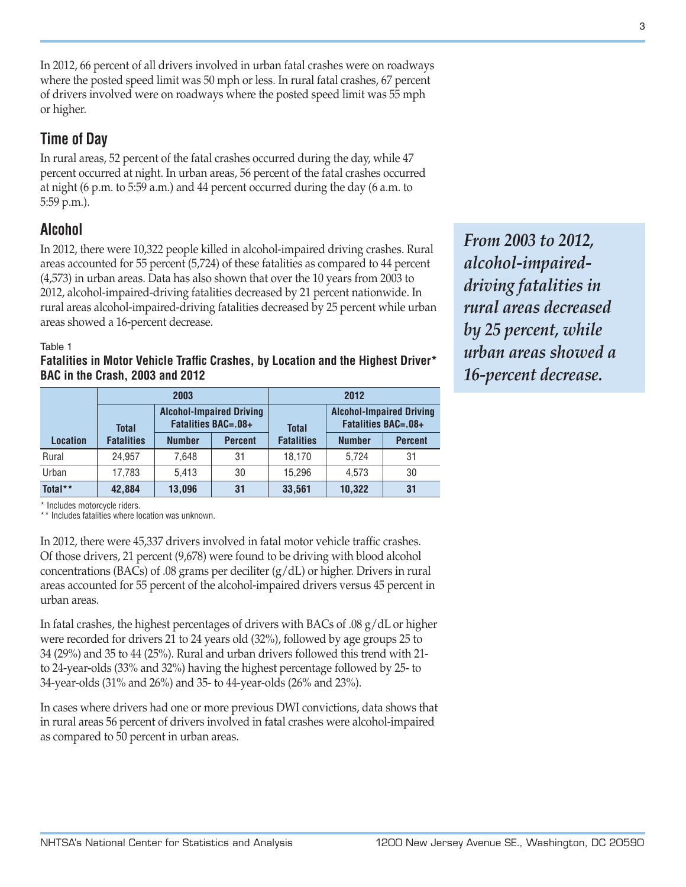In 2012, 66 percent of all drivers involved in urban fatal crashes were on roadways where the posted speed limit was 50 mph or less. In rural fatal crashes, 67 percent of drivers involved were on roadways where the posted speed limit was 55 mph or higher.

## Time of Day

In rural areas, 52 percent of the fatal crashes occurred during the day, while 47 percent occurred at night. In urban areas, 56 percent of the fatal crashes occurred at night (6 p.m. to 5:59 a.m.) and 44 percent occurred during the day (6 a.m. to 5:59 p.m.).

## Alcohol

In 2012, there were 10,322 people killed in alcohol-impaired driving crashes. Rural areas accounted for 55 percent (5,724) of these fatalities as compared to 44 percent (4,573) in urban areas. Data has also shown that over the 10 years from 2003 to 2012, alcohol-impaired-driving fatalities decreased by 21 percent nationwide. In rural areas alcohol-impaired-driving fatalities decreased by 25 percent while urban areas showed a 16-percent decrease.

***From 2003 to 2012, alcohol-impaired-driving fatalities in rural areas decreased by 25 percent, while urban areas showed a 16-percent decrease.***

Table 1

**Fatalities in Motor Vehicle Traffic Crashes, by Location and the Highest Driver* BAC in the Crash, 2003 and 2012**

| | 2003 | | | 2012 | | |
|---|---|---|---|---|---|---|
| | Total | Alcohol-Impaired Driving Fatalities BAC=.08+ | | Total | Alcohol-Impaired Driving Fatalities BAC=.08+ | |
| Location | Fatalities | Number | Percent | Fatalities | Number | Percent |
| Rural | 24,957 | 7,648 | 31 | 18,170 | 5,724 | 31 |
| Urban | 17,783 | 5,413 | 30 | 15,296 | 4,573 | 30 |
| **Total**** | **42,884** | **13,096** | **31** | **33,561** | **10,322** | **31** |

\* Includes motorcycle riders.
\*\* Includes fatalities where location was unknown.

In 2012, there were 45,337 drivers involved in fatal motor vehicle traffic crashes. Of those drivers, 21 percent (9,678) were found to be driving with blood alcohol concentrations (BACs) of .08 grams per deciliter (g/dL) or higher. Drivers in rural areas accounted for 55 percent of the alcohol-impaired drivers versus 45 percent in urban areas.

In fatal crashes, the highest percentages of drivers with BACs of .08 g/dL or higher were recorded for drivers 21 to 24 years old (32%), followed by age groups 25 to 34 (29%) and 35 to 44 (25%). Rural and urban drivers followed this trend with 21- to 24-year-olds (33% and 32%) having the highest percentage followed by 25- to 34-year-olds (31% and 26%) and 35- to 44-year-olds (26% and 23%).

In cases where drivers had one or more previous DWI convictions, data shows that in rural areas 56 percent of drivers involved in fatal crashes were alcohol-impaired as compared to 50 percent in urban areas.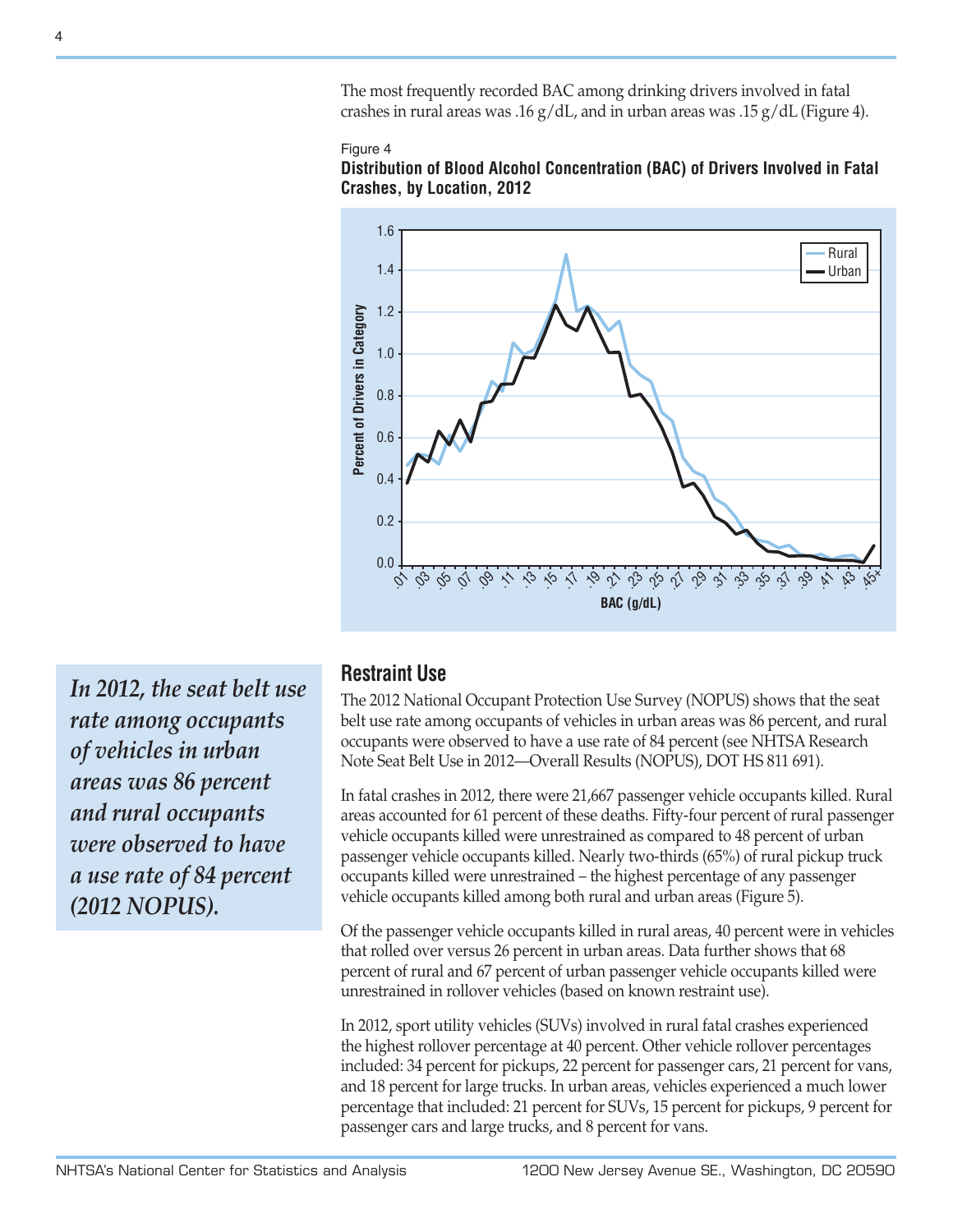The most frequently recorded BAC among drinking drivers involved in fatal crashes in rural areas was .16 g/dL, and in urban areas was .15 g/dL (Figure 4).

Figure 4
**Distribution of Blood Alcohol Concentration (BAC) of Drivers Involved in Fatal Crashes, by Location, 2012**

*In 2012, the seat belt use rate among occupants of vehicles in urban areas was 86 percent and rural occupants were observed to have a use rate of 84 percent (2012 NOPUS).*

## Restraint Use

The 2012 National Occupant Protection Use Survey (NOPUS) shows that the seat belt use rate among occupants of vehicles in urban areas was 86 percent, and rural occupants were observed to have a use rate of 84 percent (see NHTSA Research Note Seat Belt Use in 2012—Overall Results (NOPUS), DOT HS 811 691).

In fatal crashes in 2012, there were 21,667 passenger vehicle occupants killed. Rural areas accounted for 61 percent of these deaths. Fifty-four percent of rural passenger vehicle occupants killed were unrestrained as compared to 48 percent of urban passenger vehicle occupants killed. Nearly two-thirds (65%) of rural pickup truck occupants killed were unrestrained – the highest percentage of any passenger vehicle occupants killed among both rural and urban areas (Figure 5).

Of the passenger vehicle occupants killed in rural areas, 40 percent were in vehicles that rolled over versus 26 percent in urban areas. Data further shows that 68 percent of rural and 67 percent of urban passenger vehicle occupants killed were unrestrained in rollover vehicles (based on known restraint use).

In 2012, sport utility vehicles (SUVs) involved in rural fatal crashes experienced the highest rollover percentage at 40 percent. Other vehicle rollover percentages included: 34 percent for pickups, 22 percent for passenger cars, 21 percent for vans, and 18 percent for large trucks. In urban areas, vehicles experienced a much lower percentage that included: 21 percent for SUVs, 15 percent for pickups, 9 percent for passenger cars and large trucks, and 8 percent for vans.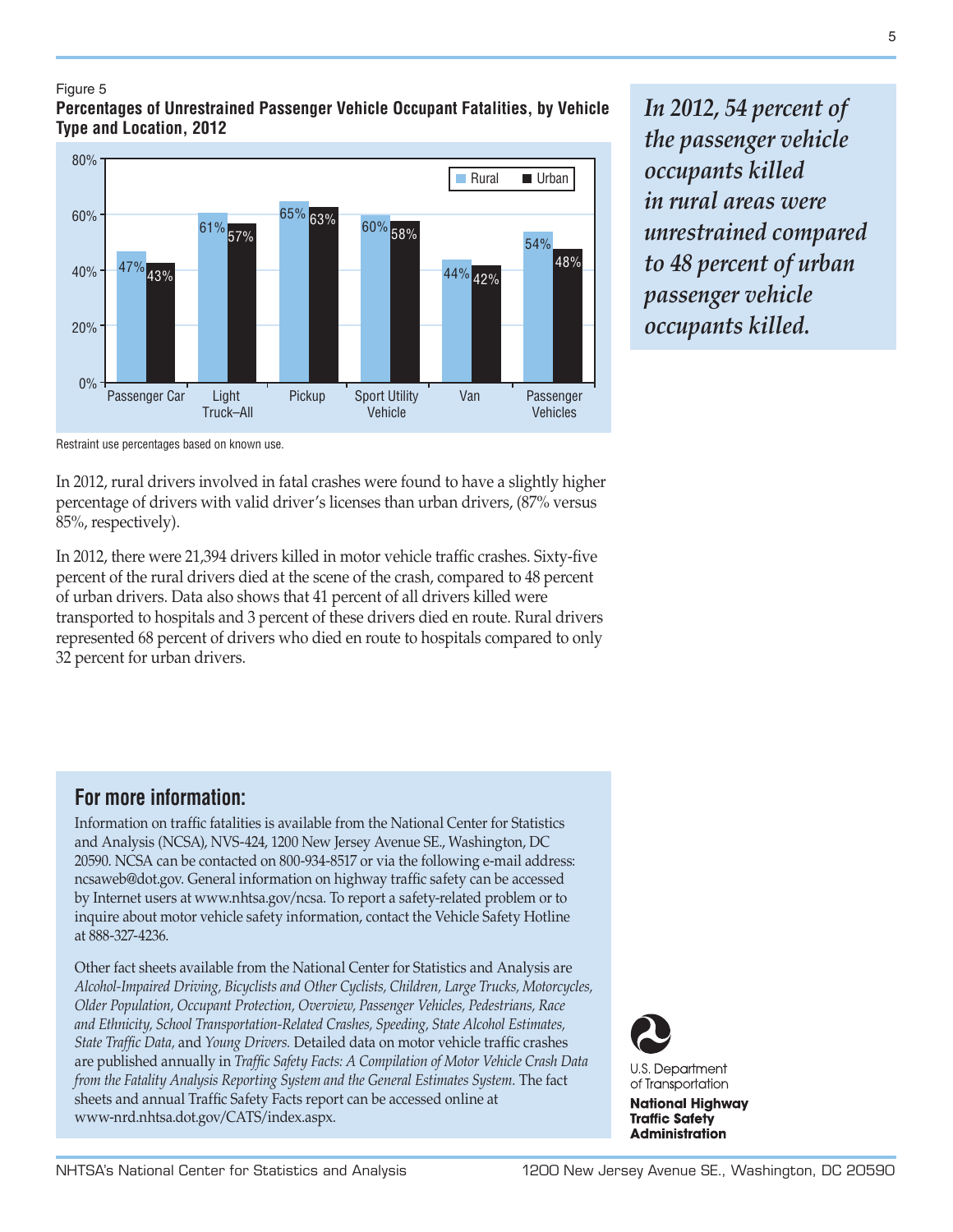Figure 5

**Percentages of Unrestrained Passenger Vehicle Occupant Fatalities, by Vehicle Type and Location, 2012**

| Vehicle Type | Rural | Urban |
|---|---|---|
| Passenger Car | 47% | 43% |
| Light Truck–All | 61% | 57% |
| Pickup | 65% | 63% |
| Sport Utility Vehicle | 60% | 58% |
| Van | 44% | 42% |
| Passenger Vehicles | 54% | 48% |

Restraint use percentages based on known use.

***In 2012, 54 percent of the passenger vehicle occupants killed in rural areas were unrestrained compared to 48 percent of urban passenger vehicle occupants killed.***

In 2012, rural drivers involved in fatal crashes were found to have a slightly higher percentage of drivers with valid driver's licenses than urban drivers, (87% versus 85%, respectively).

In 2012, there were 21,394 drivers killed in motor vehicle traffic crashes. Sixty-five percent of the rural drivers died at the scene of the crash, compared to 48 percent of urban drivers. Data also shows that 41 percent of all drivers killed were transported to hospitals and 3 percent of these drivers died en route. Rural drivers represented 68 percent of drivers who died en route to hospitals compared to only 32 percent for urban drivers.

## For more information:

Information on traffic fatalities is available from the National Center for Statistics and Analysis (NCSA), NVS-424, 1200 New Jersey Avenue SE., Washington, DC 20590. NCSA can be contacted on 800-934-8517 or via the following e-mail address: ncsaweb@dot.gov. General information on highway traffic safety can be accessed by Internet users at www.nhtsa.gov/ncsa. To report a safety-related problem or to inquire about motor vehicle safety information, contact the Vehicle Safety Hotline at 888-327-4236.

Other fact sheets available from the National Center for Statistics and Analysis are *Alcohol-Impaired Driving, Bicyclists and Other Cyclists, Children, Large Trucks, Motorcycles, Older Population, Occupant Protection, Overview, Passenger Vehicles, Pedestrians, Race and Ethnicity, School Transportation-Related Crashes, Speeding, State Alcohol Estimates, State Traffic Data,* and *Young Drivers.* Detailed data on motor vehicle traffic crashes are published annually in *Traffic Safety Facts: A Compilation of Motor Vehicle Crash Data from the Fatality Analysis Reporting System and the General Estimates System.* The fact sheets and annual Traffic Safety Facts report can be accessed online at www-nrd.nhtsa.dot.gov/CATS/index.aspx.

U.S. Department of Transportation

**National Highway Traffic Safety Administration**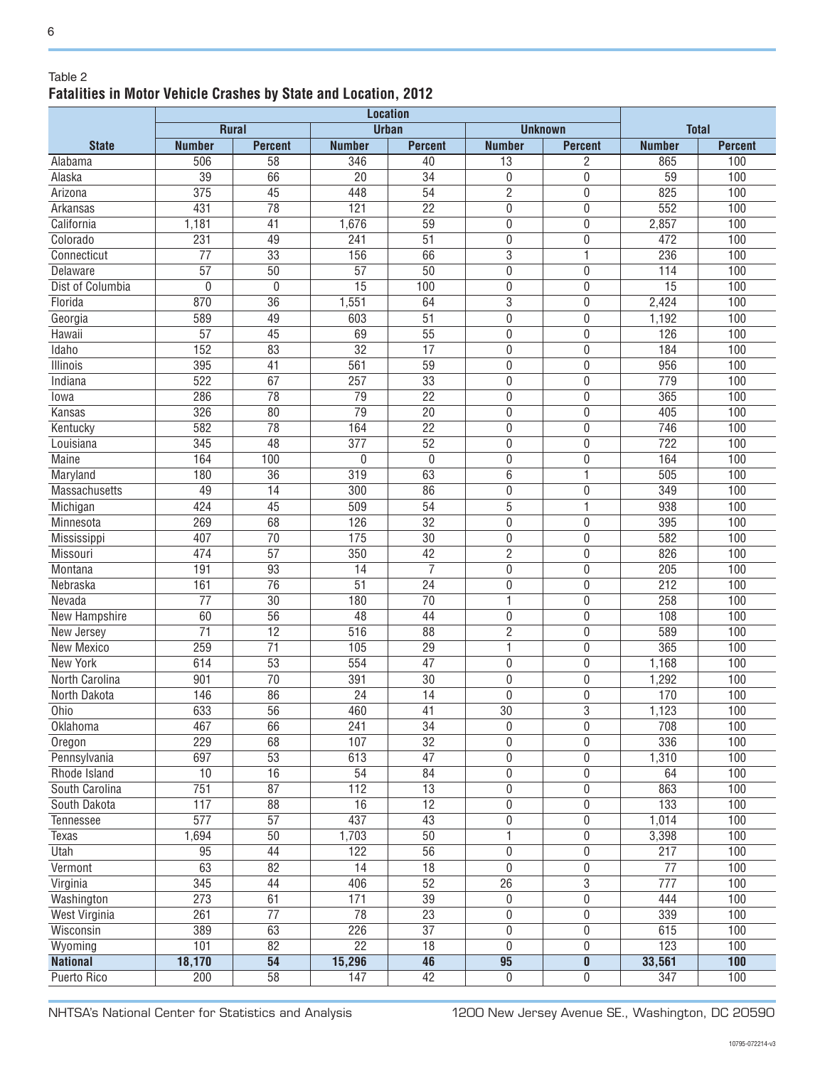Table 2
**Fatalities in Motor Vehicle Crashes by State and Location, 2012**

| State | Location | | | | | | Total | |
|---|---|---|---|---|---|---|---|---|
| | Rural | | Urban | | Unknown | | | |
| | Number | Percent | Number | Percent | Number | Percent | Number | Percent |
| Alabama | 506 | 58 | 346 | 40 | 13 | 2 | 865 | 100 |
| Alaska | 39 | 66 | 20 | 34 | 0 | 0 | 59 | 100 |
| Arizona | 375 | 45 | 448 | 54 | 2 | 0 | 825 | 100 |
| Arkansas | 431 | 78 | 121 | 22 | 0 | 0 | 552 | 100 |
| California | 1,181 | 41 | 1,676 | 59 | 0 | 0 | 2,857 | 100 |
| Colorado | 231 | 49 | 241 | 51 | 0 | 0 | 472 | 100 |
| Connecticut | 77 | 33 | 156 | 66 | 3 | 1 | 236 | 100 |
| Delaware | 57 | 50 | 57 | 50 | 0 | 0 | 114 | 100 |
| Dist of Columbia | 0 | 0 | 15 | 100 | 0 | 0 | 15 | 100 |
| Florida | 870 | 36 | 1,551 | 64 | 3 | 0 | 2,424 | 100 |
| Georgia | 589 | 49 | 603 | 51 | 0 | 0 | 1,192 | 100 |
| Hawaii | 57 | 45 | 69 | 55 | 0 | 0 | 126 | 100 |
| Idaho | 152 | 83 | 32 | 17 | 0 | 0 | 184 | 100 |
| Illinois | 395 | 41 | 561 | 59 | 0 | 0 | 956 | 100 |
| Indiana | 522 | 67 | 257 | 33 | 0 | 0 | 779 | 100 |
| Iowa | 286 | 78 | 79 | 22 | 0 | 0 | 365 | 100 |
| Kansas | 326 | 80 | 79 | 20 | 0 | 0 | 405 | 100 |
| Kentucky | 582 | 78 | 164 | 22 | 0 | 0 | 746 | 100 |
| Louisiana | 345 | 48 | 377 | 52 | 0 | 0 | 722 | 100 |
| Maine | 164 | 100 | 0 | 0 | 0 | 0 | 164 | 100 |
| Maryland | 180 | 36 | 319 | 63 | 6 | 1 | 505 | 100 |
| Massachusetts | 49 | 14 | 300 | 86 | 0 | 0 | 349 | 100 |
| Michigan | 424 | 45 | 509 | 54 | 5 | 1 | 938 | 100 |
| Minnesota | 269 | 68 | 126 | 32 | 0 | 0 | 395 | 100 |
| Mississippi | 407 | 70 | 175 | 30 | 0 | 0 | 582 | 100 |
| Missouri | 474 | 57 | 350 | 42 | 2 | 0 | 826 | 100 |
| Montana | 191 | 93 | 14 | 7 | 0 | 0 | 205 | 100 |
| Nebraska | 161 | 76 | 51 | 24 | 0 | 0 | 212 | 100 |
| Nevada | 77 | 30 | 180 | 70 | 1 | 0 | 258 | 100 |
| New Hampshire | 60 | 56 | 48 | 44 | 0 | 0 | 108 | 100 |
| New Jersey | 71 | 12 | 516 | 88 | 2 | 0 | 589 | 100 |
| New Mexico | 259 | 71 | 105 | 29 | 1 | 0 | 365 | 100 |
| New York | 614 | 53 | 554 | 47 | 0 | 0 | 1,168 | 100 |
| North Carolina | 901 | 70 | 391 | 30 | 0 | 0 | 1,292 | 100 |
| North Dakota | 146 | 86 | 24 | 14 | 0 | 0 | 170 | 100 |
| Ohio | 633 | 56 | 460 | 41 | 30 | 3 | 1,123 | 100 |
| Oklahoma | 467 | 66 | 241 | 34 | 0 | 0 | 708 | 100 |
| Oregon | 229 | 68 | 107 | 32 | 0 | 0 | 336 | 100 |
| Pennsylvania | 697 | 53 | 613 | 47 | 0 | 0 | 1,310 | 100 |
| Rhode Island | 10 | 16 | 54 | 84 | 0 | 0 | 64 | 100 |
| South Carolina | 751 | 87 | 112 | 13 | 0 | 0 | 863 | 100 |
| South Dakota | 117 | 88 | 16 | 12 | 0 | 0 | 133 | 100 |
| Tennessee | 577 | 57 | 437 | 43 | 0 | 0 | 1,014 | 100 |
| Texas | 1,694 | 50 | 1,703 | 50 | 1 | 0 | 3,398 | 100 |
| Utah | 95 | 44 | 122 | 56 | 0 | 0 | 217 | 100 |
| Vermont | 63 | 82 | 14 | 18 | 0 | 0 | 77 | 100 |
| Virginia | 345 | 44 | 406 | 52 | 26 | 3 | 777 | 100 |
| Washington | 273 | 61 | 171 | 39 | 0 | 0 | 444 | 100 |
| West Virginia | 261 | 77 | 78 | 23 | 0 | 0 | 339 | 100 |
| Wisconsin | 389 | 63 | 226 | 37 | 0 | 0 | 615 | 100 |
| Wyoming | 101 | 82 | 22 | 18 | 0 | 0 | 123 | 100 |
| **National** | **18,170** | **54** | **15,296** | **46** | **95** | **0** | **33,561** | **100** |
| Puerto Rico | 200 | 58 | 147 | 42 | 0 | 0 | 347 | 100 |

NHTSA's National Center for Statistics and Analysis 1200 New Jersey Avenue SE., Washington, DC 20590

10795-072214-v3